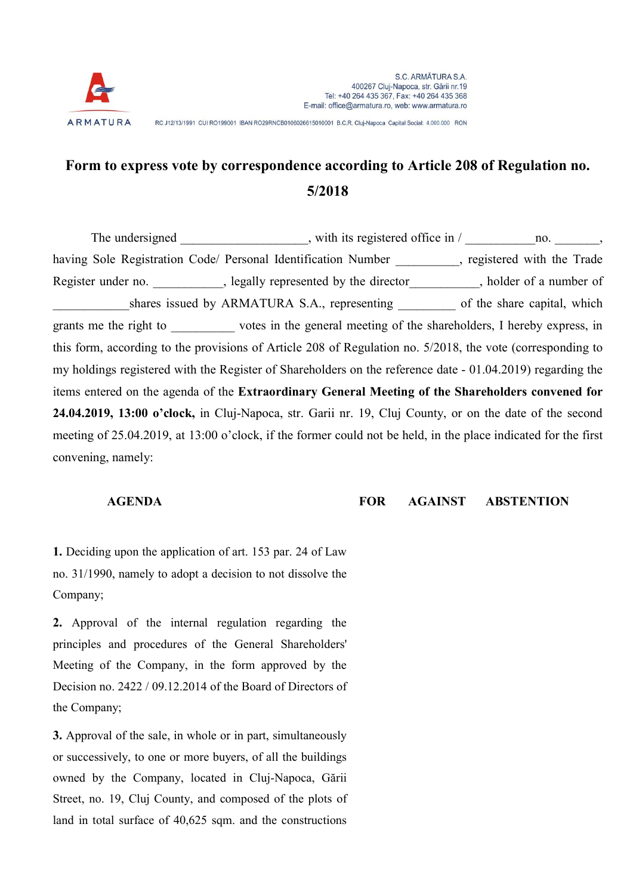S.C. ARMĂTURA S.A.
400267 Cluj-Napoca, str. Gării nr.19
Tel: +40 264 435 367, Fax: +40 264 435 368
E-mail: office@armatura.ro, web: www.armatura.ro

ARMATURA

RC J12/13/1991 CUI RO199001 IBAN RO29RNCB0106026615010001 B.C.R. Cluj-Napoca Capital Social: 4.000.000 RON

# Form to express vote by correspondence according to Article 208 of Regulation no. 5/2018

The undersigned ____________________, with its registered office in / ___________no. _______, having Sole Registration Code/ Personal Identification Number __________, registered with the Trade Register under no. ___________, legally represented by the director___________, holder of a number of ____________shares issued by ARMATURA S.A., representing _________ of the share capital, which grants me the right to __________ votes in the general meeting of the shareholders, I hereby express, in this form, according to the provisions of Article 208 of Regulation no. 5/2018, the vote (corresponding to my holdings registered with the Register of Shareholders on the reference date - 01.04.2019) regarding the items entered on the agenda of the **Extraordinary General Meeting of the Shareholders convened for 24.04.2019, 13:00 o'clock,** in Cluj-Napoca, str. Garii nr. 19, Cluj County, or on the date of the second meeting of 25.04.2019, at 13:00 o'clock, if the former could not be held, in the place indicated for the first convening, namely:

| AGENDA | FOR | AGAINST | ABSTENTION |
|---|---|---|---|
| **1.** Deciding upon the application of art. 153 par. 24 of Law no. 31/1990, namely to adopt a decision to not dissolve the Company; | | | |
| **2.** Approval of the internal regulation regarding the principles and procedures of the General Shareholders' Meeting of the Company, in the form approved by the Decision no. 2422 / 09.12.2014 of the Board of Directors of the Company; | | | |
| **3.** Approval of the sale, in whole or in part, simultaneously or successively, to one or more buyers, of all the buildings owned by the Company, located in Cluj-Napoca, Gării Street, no. 19, Cluj County, and composed of the plots of land in total surface of 40,625 sqm. and the constructions | | | |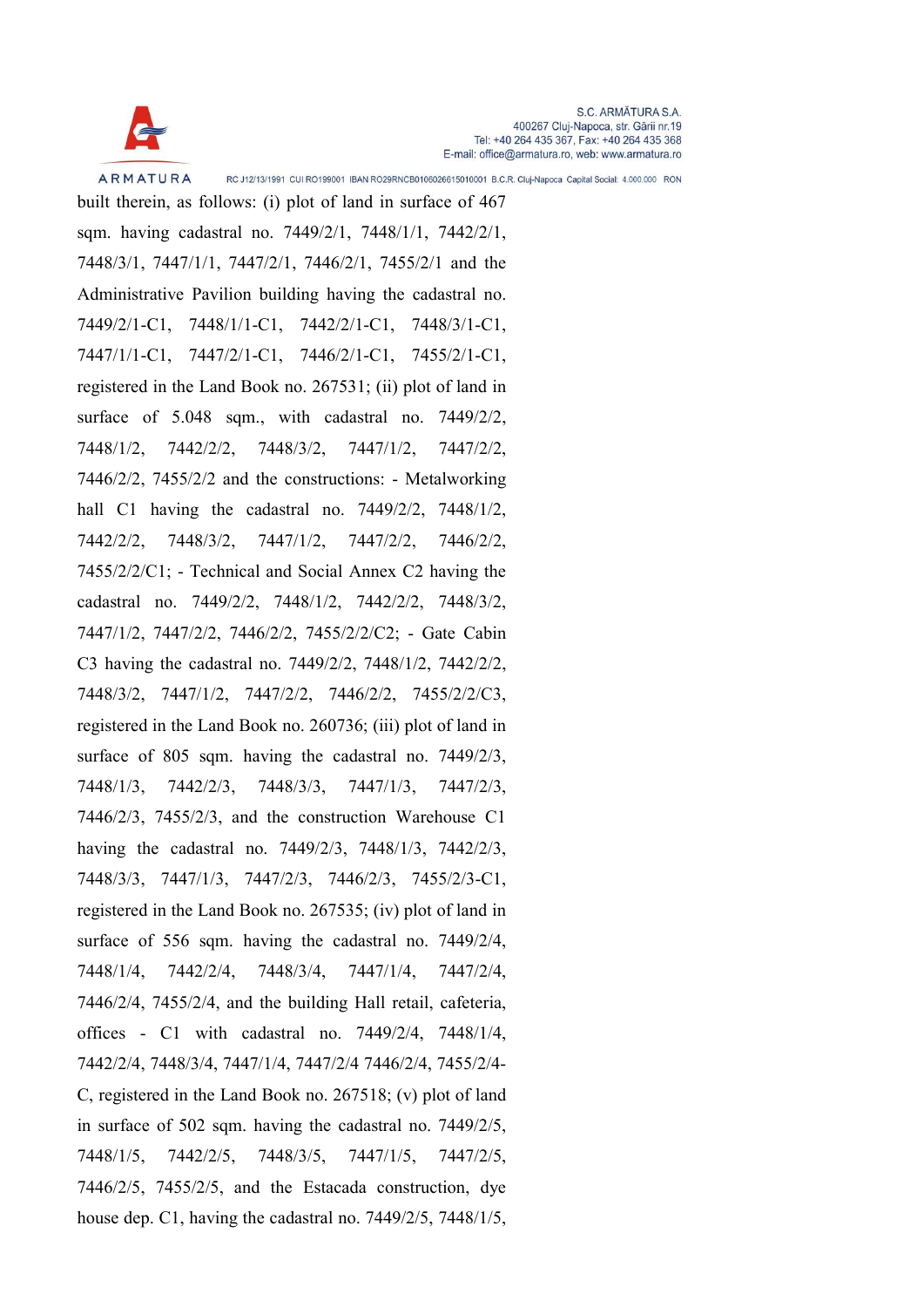built therein, as follows: (i) plot of land in surface of 467 sqm. having cadastral no. 7449/2/1, 7448/1/1, 7442/2/1, 7448/3/1, 7447/1/1, 7447/2/1, 7446/2/1, 7455/2/1 and the Administrative Pavilion building having the cadastral no. 7449/2/1-C1, 7448/1/1-C1, 7442/2/1-C1, 7448/3/1-C1, 7447/1/1-C1, 7447/2/1-C1, 7446/2/1-C1, 7455/2/1-C1, registered in the Land Book no. 267531; (ii) plot of land in surface of 5.048 sqm., with cadastral no. 7449/2/2, 7448/1/2, 7442/2/2, 7448/3/2, 7447/1/2, 7447/2/2, 7446/2/2, 7455/2/2 and the constructions: - Metalworking hall C1 having the cadastral no. 7449/2/2, 7448/1/2, 7442/2/2, 7448/3/2, 7447/1/2, 7447/2/2, 7446/2/2, 7455/2/2/C1; - Technical and Social Annex C2 having the cadastral no. 7449/2/2, 7448/1/2, 7442/2/2, 7448/3/2, 7447/1/2, 7447/2/2, 7446/2/2, 7455/2/2/C2; - Gate Cabin C3 having the cadastral no. 7449/2/2, 7448/1/2, 7442/2/2, 7448/3/2, 7447/1/2, 7447/2/2, 7446/2/2, 7455/2/2/C3, registered in the Land Book no. 260736; (iii) plot of land in surface of 805 sqm. having the cadastral no. 7449/2/3, 7448/1/3, 7442/2/3, 7448/3/3, 7447/1/3, 7447/2/3, 7446/2/3, 7455/2/3, and the construction Warehouse C1 having the cadastral no. 7449/2/3, 7448/1/3, 7442/2/3, 7448/3/3, 7447/1/3, 7447/2/3, 7446/2/3, 7455/2/3-C1, registered in the Land Book no. 267535; (iv) plot of land in surface of 556 sqm. having the cadastral no. 7449/2/4, 7448/1/4, 7442/2/4, 7448/3/4, 7447/1/4, 7447/2/4, 7446/2/4, 7455/2/4, and the building Hall retail, cafeteria, offices - C1 with cadastral no. 7449/2/4, 7448/1/4, 7442/2/4, 7448/3/4, 7447/1/4, 7447/2/4 7446/2/4, 7455/2/4-C, registered in the Land Book no. 267518; (v) plot of land in surface of 502 sqm. having the cadastral no. 7449/2/5, 7448/1/5, 7442/2/5, 7448/3/5, 7447/1/5, 7447/2/5, 7446/2/5, 7455/2/5, and the Estacada construction, dye house dep. C1, having the cadastral no. 7449/2/5, 7448/1/5,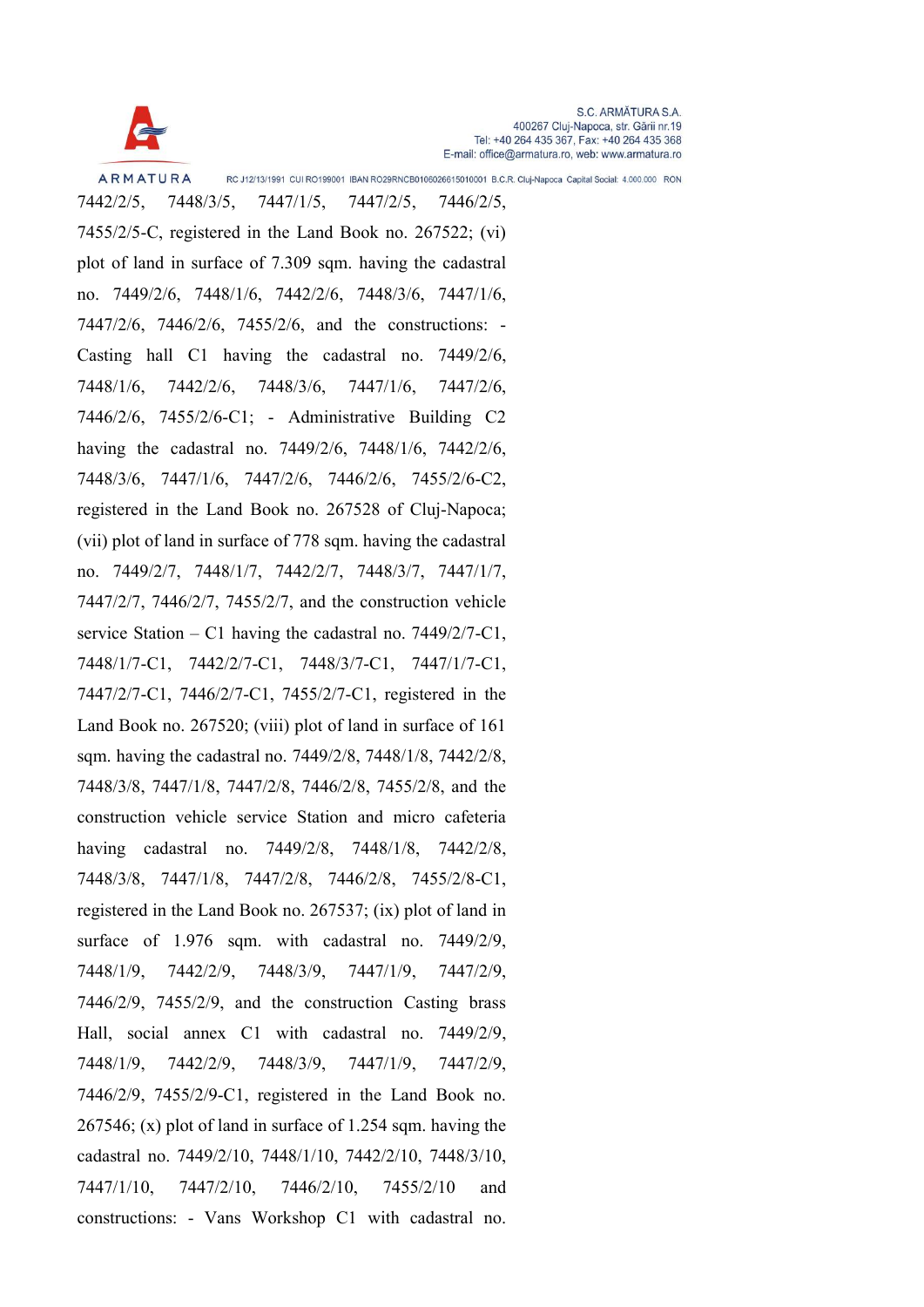7442/2/5, 7448/3/5, 7447/1/5, 7447/2/5, 7446/2/5, 7455/2/5-C, registered in the Land Book no. 267522; (vi) plot of land in surface of 7.309 sqm. having the cadastral no. 7449/2/6, 7448/1/6, 7442/2/6, 7448/3/6, 7447/1/6, 7447/2/6, 7446/2/6, 7455/2/6, and the constructions: - Casting hall C1 having the cadastral no. 7449/2/6, 7448/1/6, 7442/2/6, 7448/3/6, 7447/1/6, 7447/2/6, 7446/2/6, 7455/2/6-C1; - Administrative Building C2 having the cadastral no. 7449/2/6, 7448/1/6, 7442/2/6, 7448/3/6, 7447/1/6, 7447/2/6, 7446/2/6, 7455/2/6-C2, registered in the Land Book no. 267528 of Cluj-Napoca; (vii) plot of land in surface of 778 sqm. having the cadastral no. 7449/2/7, 7448/1/7, 7442/2/7, 7448/3/7, 7447/1/7, 7447/2/7, 7446/2/7, 7455/2/7, and the construction vehicle service Station – C1 having the cadastral no. 7449/2/7-C1, 7448/1/7-C1, 7442/2/7-C1, 7448/3/7-C1, 7447/1/7-C1, 7447/2/7-C1, 7446/2/7-C1, 7455/2/7-C1, registered in the Land Book no. 267520; (viii) plot of land in surface of 161 sqm. having the cadastral no. 7449/2/8, 7448/1/8, 7442/2/8, 7448/3/8, 7447/1/8, 7447/2/8, 7446/2/8, 7455/2/8, and the construction vehicle service Station and micro cafeteria having cadastral no. 7449/2/8, 7448/1/8, 7442/2/8, 7448/3/8, 7447/1/8, 7447/2/8, 7446/2/8, 7455/2/8-C1, registered in the Land Book no. 267537; (ix) plot of land in surface of 1.976 sqm. with cadastral no. 7449/2/9, 7448/1/9, 7442/2/9, 7448/3/9, 7447/1/9, 7447/2/9, 7446/2/9, 7455/2/9, and the construction Casting brass Hall, social annex C1 with cadastral no. 7449/2/9, 7448/1/9, 7442/2/9, 7448/3/9, 7447/1/9, 7447/2/9, 7446/2/9, 7455/2/9-C1, registered in the Land Book no. 267546; (x) plot of land in surface of 1.254 sqm. having the cadastral no. 7449/2/10, 7448/1/10, 7442/2/10, 7448/3/10, 7447/1/10, 7447/2/10, 7446/2/10, 7455/2/10 and constructions: - Vans Workshop C1 with cadastral no.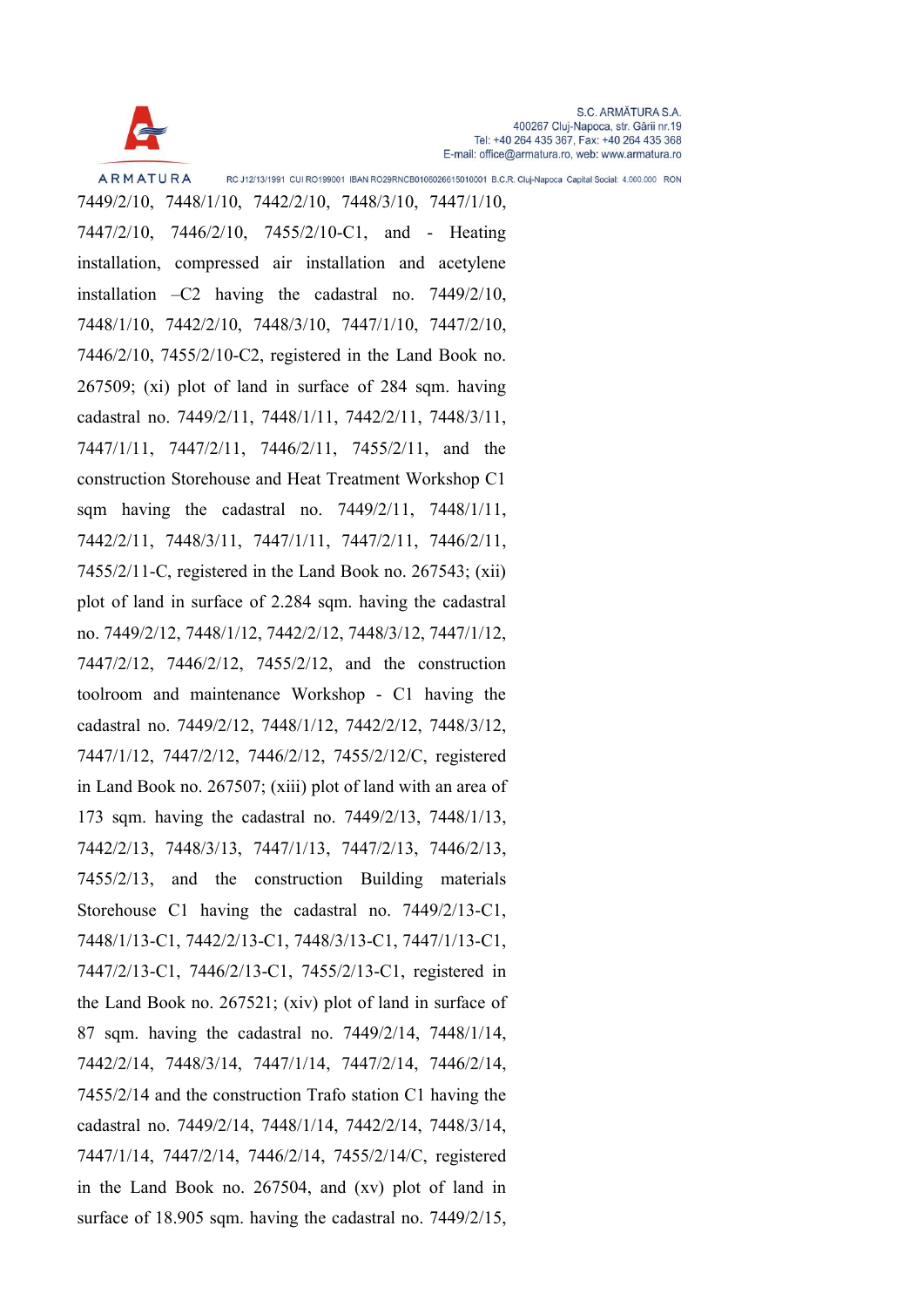7449/2/10, 7448/1/10, 7442/2/10, 7448/3/10, 7447/1/10, 7447/2/10, 7446/2/10, 7455/2/10-C1, and - Heating installation, compressed air installation and acetylene installation –C2 having the cadastral no. 7449/2/10, 7448/1/10, 7442/2/10, 7448/3/10, 7447/1/10, 7447/2/10, 7446/2/10, 7455/2/10-C2, registered in the Land Book no. 267509; (xi) plot of land in surface of 284 sqm. having cadastral no. 7449/2/11, 7448/1/11, 7442/2/11, 7448/3/11, 7447/1/11, 7447/2/11, 7446/2/11, 7455/2/11, and the construction Storehouse and Heat Treatment Workshop C1 sqm having the cadastral no. 7449/2/11, 7448/1/11, 7442/2/11, 7448/3/11, 7447/1/11, 7447/2/11, 7446/2/11, 7455/2/11-C, registered in the Land Book no. 267543; (xii) plot of land in surface of 2.284 sqm. having the cadastral no. 7449/2/12, 7448/1/12, 7442/2/12, 7448/3/12, 7447/1/12, 7447/2/12, 7446/2/12, 7455/2/12, and the construction toolroom and maintenance Workshop - C1 having the cadastral no. 7449/2/12, 7448/1/12, 7442/2/12, 7448/3/12, 7447/1/12, 7447/2/12, 7446/2/12, 7455/2/12/C, registered in Land Book no. 267507; (xiii) plot of land with an area of 173 sqm. having the cadastral no. 7449/2/13, 7448/1/13, 7442/2/13, 7448/3/13, 7447/1/13, 7447/2/13, 7446/2/13, 7455/2/13, and the construction Building materials Storehouse C1 having the cadastral no. 7449/2/13-C1, 7448/1/13-C1, 7442/2/13-C1, 7448/3/13-C1, 7447/1/13-C1, 7447/2/13-C1, 7446/2/13-C1, 7455/2/13-C1, registered in the Land Book no. 267521; (xiv) plot of land in surface of 87 sqm. having the cadastral no. 7449/2/14, 7448/1/14, 7442/2/14, 7448/3/14, 7447/1/14, 7447/2/14, 7446/2/14, 7455/2/14 and the construction Trafo station C1 having the cadastral no. 7449/2/14, 7448/1/14, 7442/2/14, 7448/3/14, 7447/1/14, 7447/2/14, 7446/2/14, 7455/2/14/C, registered in the Land Book no. 267504, and (xv) plot of land in surface of 18.905 sqm. having the cadastral no. 7449/2/15,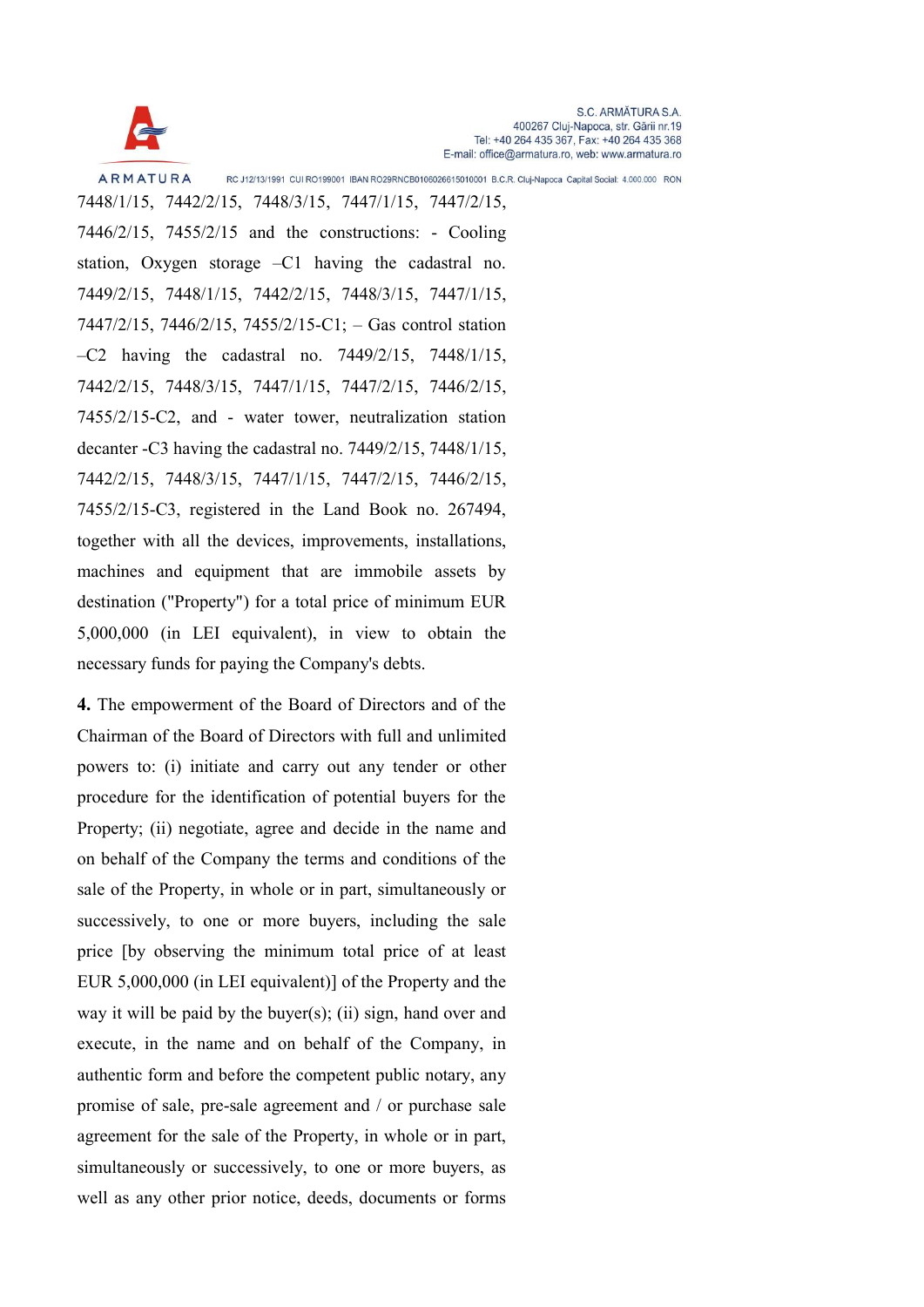7448/1/15, 7442/2/15, 7448/3/15, 7447/1/15, 7447/2/15, 7446/2/15, 7455/2/15 and the constructions: - Cooling station, Oxygen storage –C1 having the cadastral no. 7449/2/15, 7448/1/15, 7442/2/15, 7448/3/15, 7447/1/15, 7447/2/15, 7446/2/15, 7455/2/15-C1; – Gas control station –C2 having the cadastral no. 7449/2/15, 7448/1/15, 7442/2/15, 7448/3/15, 7447/1/15, 7447/2/15, 7446/2/15, 7455/2/15-C2, and - water tower, neutralization station decanter -C3 having the cadastral no. 7449/2/15, 7448/1/15, 7442/2/15, 7448/3/15, 7447/1/15, 7447/2/15, 7446/2/15, 7455/2/15-C3, registered in the Land Book no. 267494, together with all the devices, improvements, installations, machines and equipment that are immobile assets by destination ("Property") for a total price of minimum EUR 5,000,000 (in LEI equivalent), in view to obtain the necessary funds for paying the Company's debts.

**4.** The empowerment of the Board of Directors and of the Chairman of the Board of Directors with full and unlimited powers to: (i) initiate and carry out any tender or other procedure for the identification of potential buyers for the Property; (ii) negotiate, agree and decide in the name and on behalf of the Company the terms and conditions of the sale of the Property, in whole or in part, simultaneously or successively, to one or more buyers, including the sale price [by observing the minimum total price of at least EUR 5,000,000 (in LEI equivalent)] of the Property and the way it will be paid by the buyer(s); (ii) sign, hand over and execute, in the name and on behalf of the Company, in authentic form and before the competent public notary, any promise of sale, pre-sale agreement and / or purchase sale agreement for the sale of the Property, in whole or in part, simultaneously or successively, to one or more buyers, as well as any other prior notice, deeds, documents or forms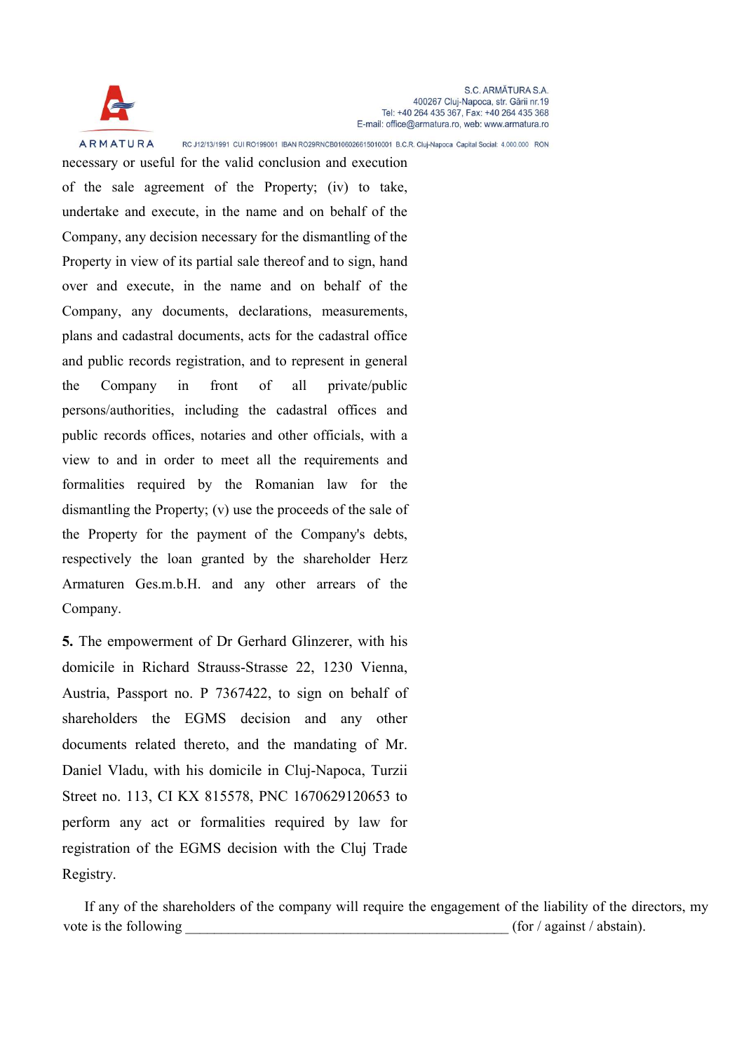necessary or useful for the valid conclusion and execution of the sale agreement of the Property; (iv) to take, undertake and execute, in the name and on behalf of the Company, any decision necessary for the dismantling of the Property in view of its partial sale thereof and to sign, hand over and execute, in the name and on behalf of the Company, any documents, declarations, measurements, plans and cadastral documents, acts for the cadastral office and public records registration, and to represent in general the Company in front of all private/public persons/authorities, including the cadastral offices and public records offices, notaries and other officials, with a view to and in order to meet all the requirements and formalities required by the Romanian law for the dismantling the Property; (v) use the proceeds of the sale of the Property for the payment of the Company's debts, respectively the loan granted by the shareholder Herz Armaturen Ges.m.b.H. and any other arrears of the Company.

**5.** The empowerment of Dr Gerhard Glinzerer, with his domicile in Richard Strauss-Strasse 22, 1230 Vienna, Austria, Passport no. P 7367422, to sign on behalf of shareholders the EGMS decision and any other documents related thereto, and the mandating of Mr. Daniel Vladu, with his domicile in Cluj-Napoca, Turzii Street no. 113, CI KX 815578, PNC 1670629120653 to perform any act or formalities required by law for registration of the EGMS decision with the Cluj Trade Registry.

If any of the shareholders of the company will require the engagement of the liability of the directors, my vote is the following _______________________________________________ (for / against / abstain).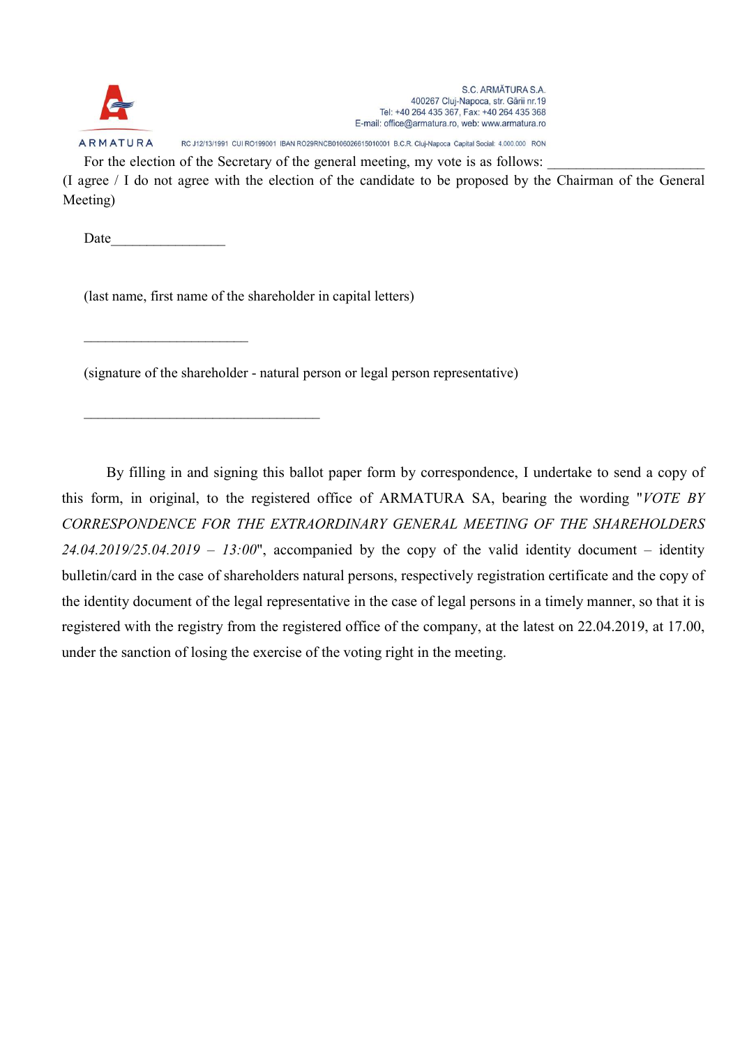For the election of the Secretary of the general meeting, my vote is as follows: ______________________ (I agree / I do not agree with the election of the candidate to be proposed by the Chairman of the General Meeting)

Date________________

(last name, first name of the shareholder in capital letters)

_______________________

(signature of the shareholder - natural person or legal person representative)

_________________________________

By filling in and signing this ballot paper form by correspondence, I undertake to send a copy of this form, in original, to the registered office of ARMATURA SA, bearing the wording "*VOTE BY CORRESPONDENCE FOR THE EXTRAORDINARY GENERAL MEETING OF THE SHAREHOLDERS 24.04.2019/25.04.2019 – 13:00*", accompanied by the copy of the valid identity document – identity bulletin/card in the case of shareholders natural persons, respectively registration certificate and the copy of the identity document of the legal representative in the case of legal persons in a timely manner, so that it is registered with the registry from the registered office of the company, at the latest on 22.04.2019, at 17.00, under the sanction of losing the exercise of the voting right in the meeting.